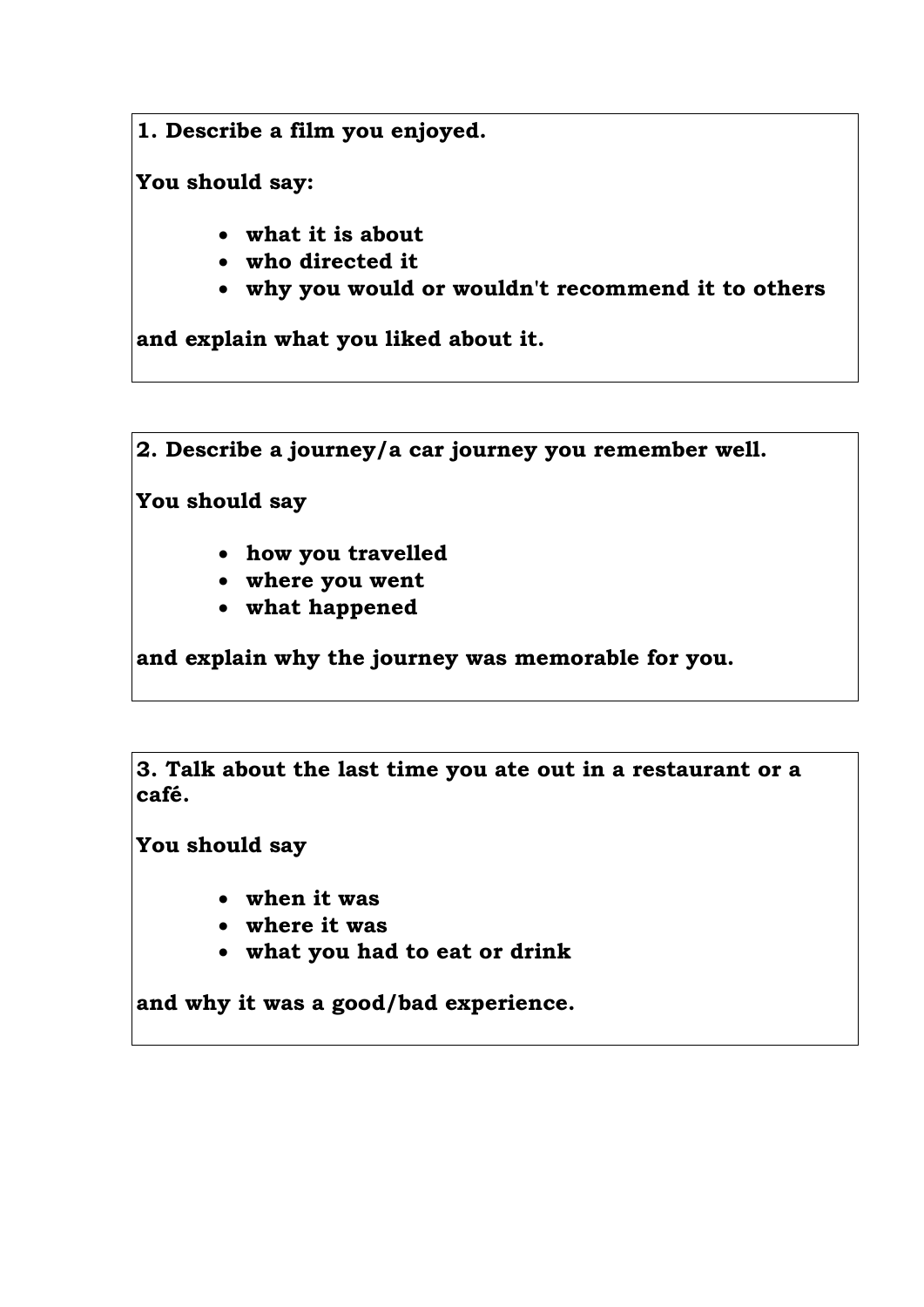**1. Describe a film you enjoyed.**

**You should say:**

- **what it is about**
- **who directed it**
- **why you would or wouldn't recommend it to others**

**and explain what you liked about it.**

**2. Describe a journey/a car journey you remember well.**

**You should say**

- **how you travelled**
- **where you went**
- **what happened**

**and explain why the journey was memorable for you.**

**3. Talk about the last time you ate out in a restaurant or a café.**

**You should say**

- **when it was**
- **where it was**
- **what you had to eat or drink**

**and why it was a good/bad experience.**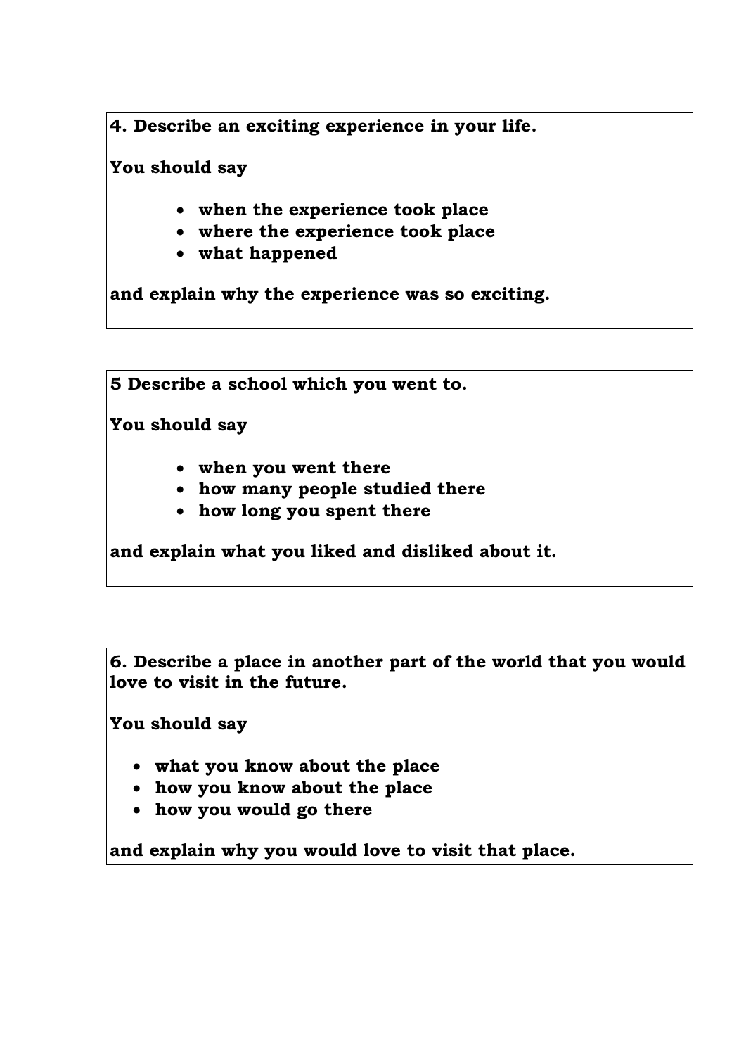**4. Describe an exciting experience in your life.**

**You should say**

- **when the experience took place**
- **where the experience took place**
- **what happened**

**and explain why the experience was so exciting.**

**5 Describe a school which you went to.**

**You should say**

- **when you went there**
- **how many people studied there**
- **how long you spent there**

**and explain what you liked and disliked about it.**

**6. Describe a place in another part of the world that you would love to visit in the future.**

**You should say**

- **what you know about the place**
- **how you know about the place**
- **how you would go there**

**and explain why you would love to visit that place.**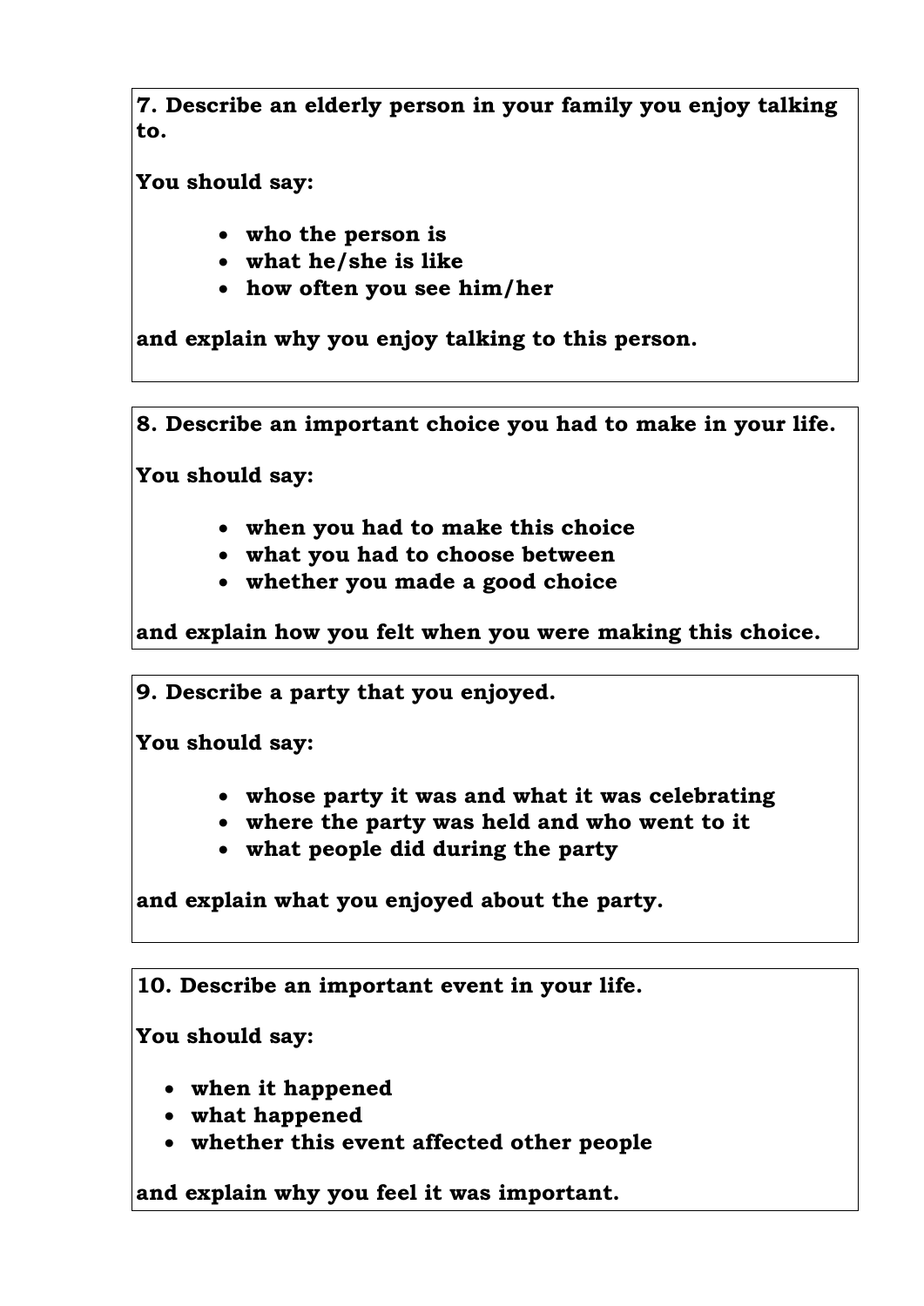**7. Describe an elderly person in your family you enjoy talking to.**

**You should say:**

- **who the person is**
- **what he/she is like**
- **how often you see him/her**

**and explain why you enjoy talking to this person.**

**8. Describe an important choice you had to make in your life.**

**You should say:**

- **when you had to make this choice**
- **what you had to choose between**
- **whether you made a good choice**

**and explain how you felt when you were making this choice.**

**9. Describe a party that you enjoyed.**

**You should say:**

- **whose party it was and what it was celebrating**
- **where the party was held and who went to it**
- **what people did during the party**

**and explain what you enjoyed about the party.**

**10. Describe an important event in your life.**

**You should say:**

- **when it happened**
- **what happened**
- **whether this event affected other people**

**and explain why you feel it was important.**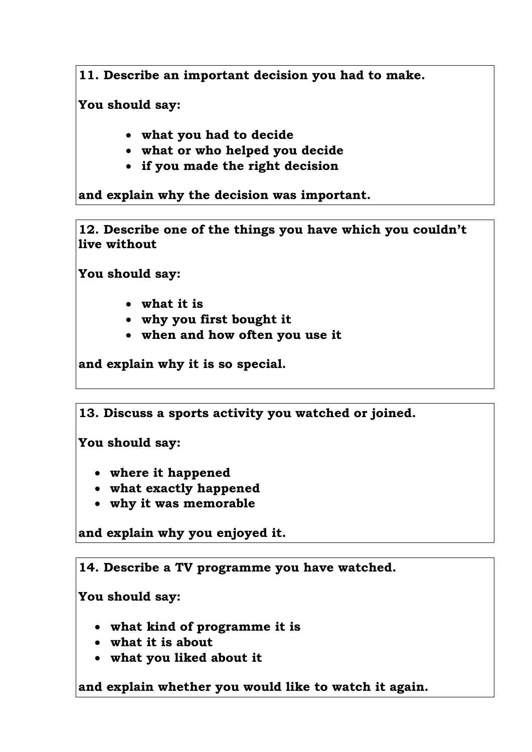**11. Describe an important decision you had to make.**

**You should say:**

- **what you had to decide**
- **what or who helped you decide**
- **if you made the right decision**

**and explain why the decision was important.**

**12. Describe one of the things you have which you couldn't live without**

**You should say:**

- **what it is**
- **why you first bought it**
- **when and how often you use it**

**and explain why it is so special.**

**13. Discuss a sports activity you watched or joined.**

**You should say:**

- **where it happened**
- **what exactly happened**
- **why it was memorable**

**and explain why you enjoyed it.**

**14. Describe a TV programme you have watched.**

**You should say:**

- **what kind of programme it is**
- **what it is about**
- **what you liked about it**

**and explain whether you would like to watch it again.**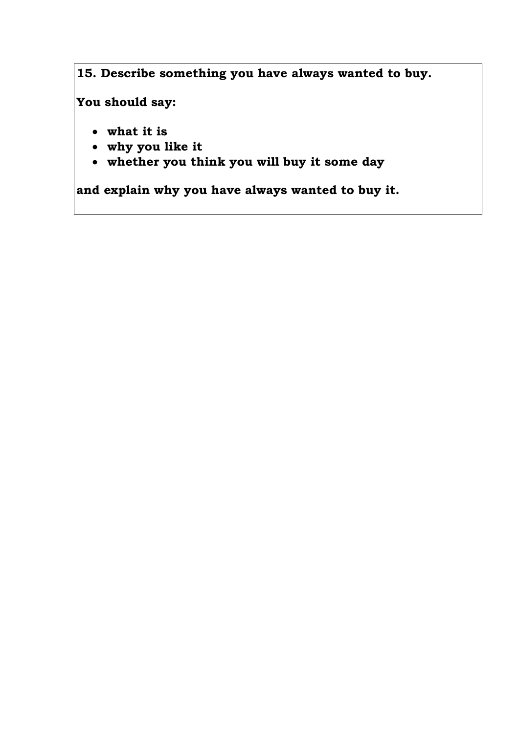**15. Describe something you have always wanted to buy.**

**You should say:**

- **what it is**
- **why you like it**
- **whether you think you will buy it some day**

**and explain why you have always wanted to buy it.**